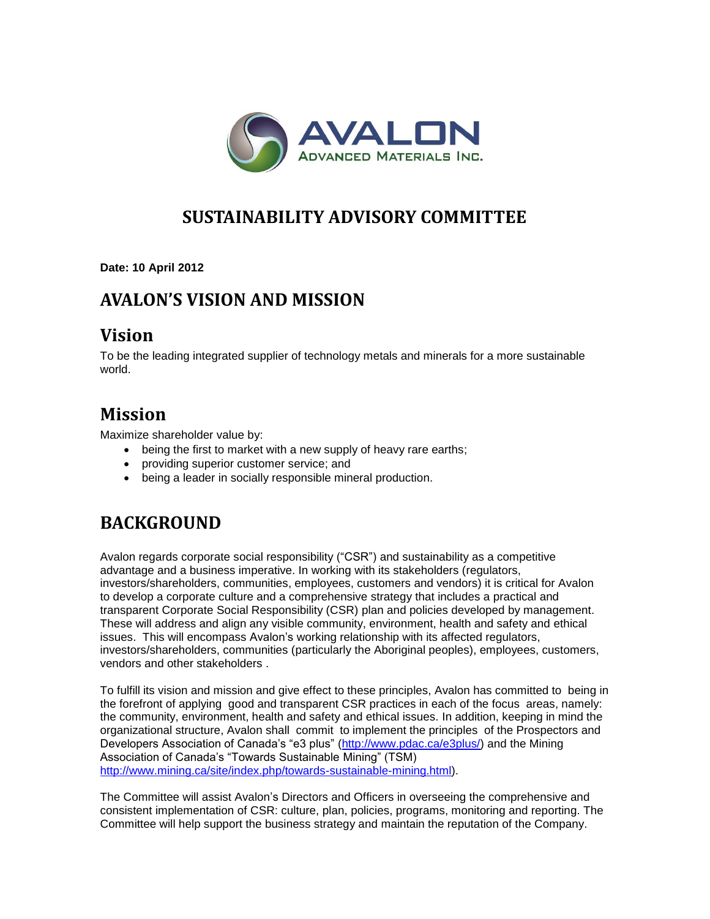AVALON
ADVANCED MATERIALS INC.

# SUSTAINABILITY ADVISORY COMMITTEE

**Date: 10 April 2012**

## AVALON'S VISION AND MISSION

## Vision

To be the leading integrated supplier of technology metals and minerals for a more sustainable world.

## Mission

Maximize shareholder value by:

- being the first to market with a new supply of heavy rare earths;
- providing superior customer service; and
- being a leader in socially responsible mineral production.

## BACKGROUND

Avalon regards corporate social responsibility ("CSR") and sustainability as a competitive advantage and a business imperative. In working with its stakeholders (regulators, investors/shareholders, communities, employees, customers and vendors) it is critical for Avalon to develop a corporate culture and a comprehensive strategy that includes a practical and transparent Corporate Social Responsibility (CSR) plan and policies developed by management. These will address and align any visible community, environment, health and safety and ethical issues. This will encompass Avalon's working relationship with its affected regulators, investors/shareholders, communities (particularly the Aboriginal peoples), employees, customers, vendors and other stakeholders .

To fulfill its vision and mission and give effect to these principles, Avalon has committed to being in the forefront of applying good and transparent CSR practices in each of the focus areas, namely: the community, environment, health and safety and ethical issues. In addition, keeping in mind the organizational structure, Avalon shall commit to implement the principles of the Prospectors and Developers Association of Canada's "e3 plus" (http://www.pdac.ca/e3plus/) and the Mining Association of Canada's "Towards Sustainable Mining" (TSM) http://www.mining.ca/site/index.php/towards-sustainable-mining.html).

The Committee will assist Avalon's Directors and Officers in overseeing the comprehensive and consistent implementation of CSR: culture, plan, policies, programs, monitoring and reporting. The Committee will help support the business strategy and maintain the reputation of the Company.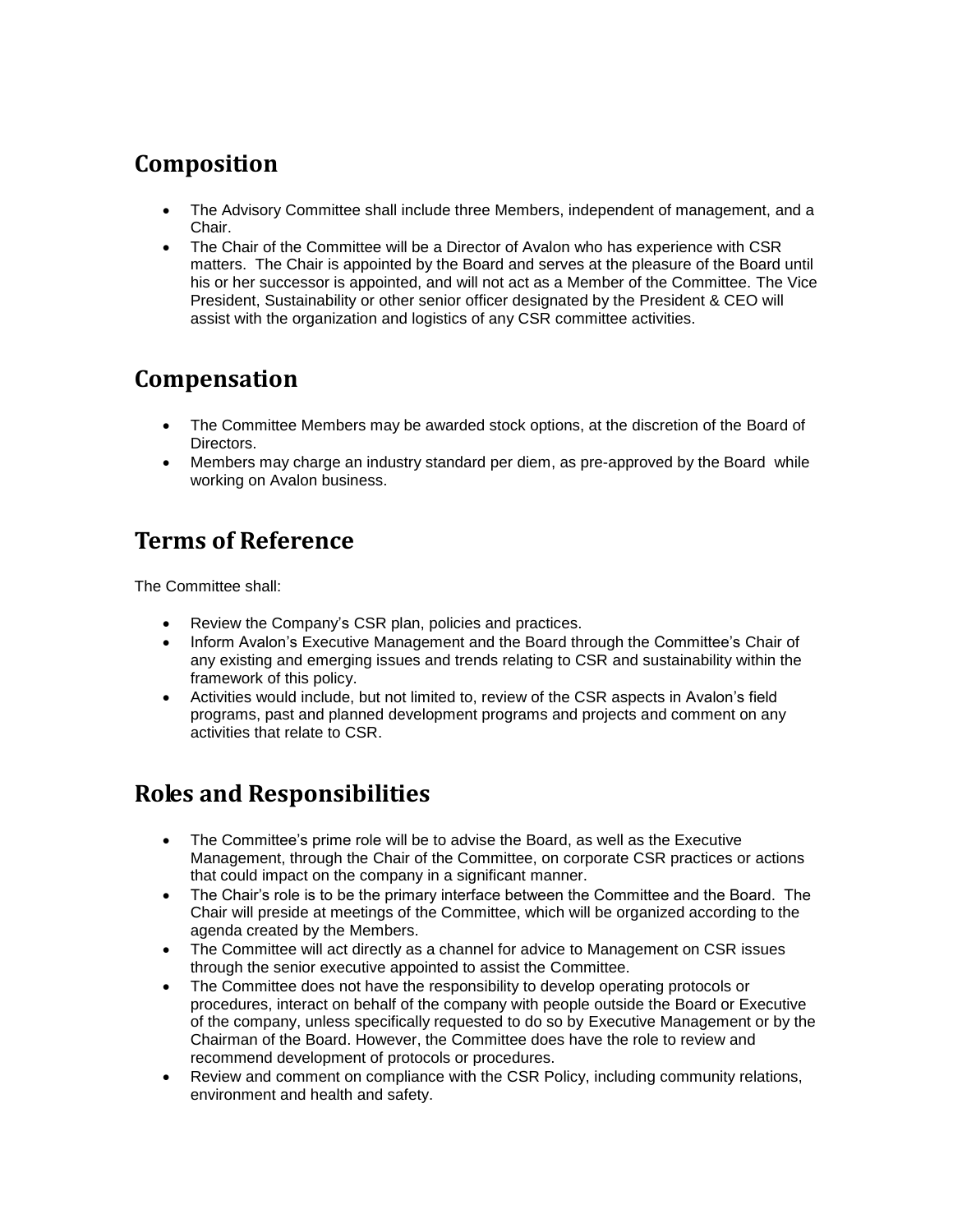## Composition

- The Advisory Committee shall include three Members, independent of management, and a Chair.
- The Chair of the Committee will be a Director of Avalon who has experience with CSR matters. The Chair is appointed by the Board and serves at the pleasure of the Board until his or her successor is appointed, and will not act as a Member of the Committee. The Vice President, Sustainability or other senior officer designated by the President & CEO will assist with the organization and logistics of any CSR committee activities.

## Compensation

- The Committee Members may be awarded stock options, at the discretion of the Board of Directors.
- Members may charge an industry standard per diem, as pre-approved by the Board while working on Avalon business.

## Terms of Reference

The Committee shall:

- Review the Company's CSR plan, policies and practices.
- Inform Avalon's Executive Management and the Board through the Committee's Chair of any existing and emerging issues and trends relating to CSR and sustainability within the framework of this policy.
- Activities would include, but not limited to, review of the CSR aspects in Avalon's field programs, past and planned development programs and projects and comment on any activities that relate to CSR.

## Roles and Responsibilities

- The Committee's prime role will be to advise the Board, as well as the Executive Management, through the Chair of the Committee, on corporate CSR practices or actions that could impact on the company in a significant manner.
- The Chair's role is to be the primary interface between the Committee and the Board. The Chair will preside at meetings of the Committee, which will be organized according to the agenda created by the Members.
- The Committee will act directly as a channel for advice to Management on CSR issues through the senior executive appointed to assist the Committee.
- The Committee does not have the responsibility to develop operating protocols or procedures, interact on behalf of the company with people outside the Board or Executive of the company, unless specifically requested to do so by Executive Management or by the Chairman of the Board. However, the Committee does have the role to review and recommend development of protocols or procedures.
- Review and comment on compliance with the CSR Policy, including community relations, environment and health and safety.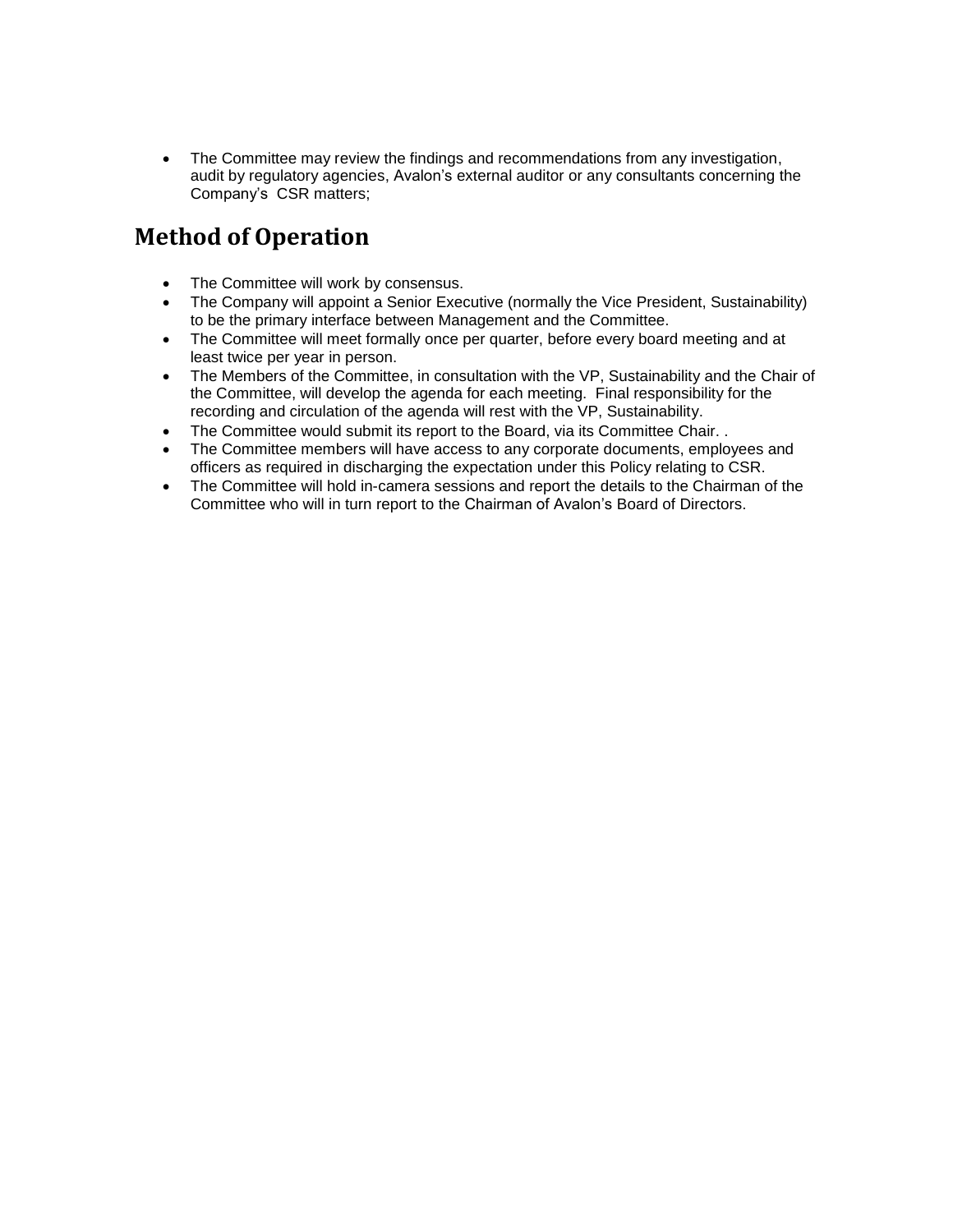- The Committee may review the findings and recommendations from any investigation, audit by regulatory agencies, Avalon's external auditor or any consultants concerning the Company's CSR matters;

## Method of Operation

- The Committee will work by consensus.
- The Company will appoint a Senior Executive (normally the Vice President, Sustainability) to be the primary interface between Management and the Committee.
- The Committee will meet formally once per quarter, before every board meeting and at least twice per year in person.
- The Members of the Committee, in consultation with the VP, Sustainability and the Chair of the Committee, will develop the agenda for each meeting. Final responsibility for the recording and circulation of the agenda will rest with the VP, Sustainability.
- The Committee would submit its report to the Board, via its Committee Chair. .
- The Committee members will have access to any corporate documents, employees and officers as required in discharging the expectation under this Policy relating to CSR.
- The Committee will hold in-camera sessions and report the details to the Chairman of the Committee who will in turn report to the Chairman of Avalon's Board of Directors.